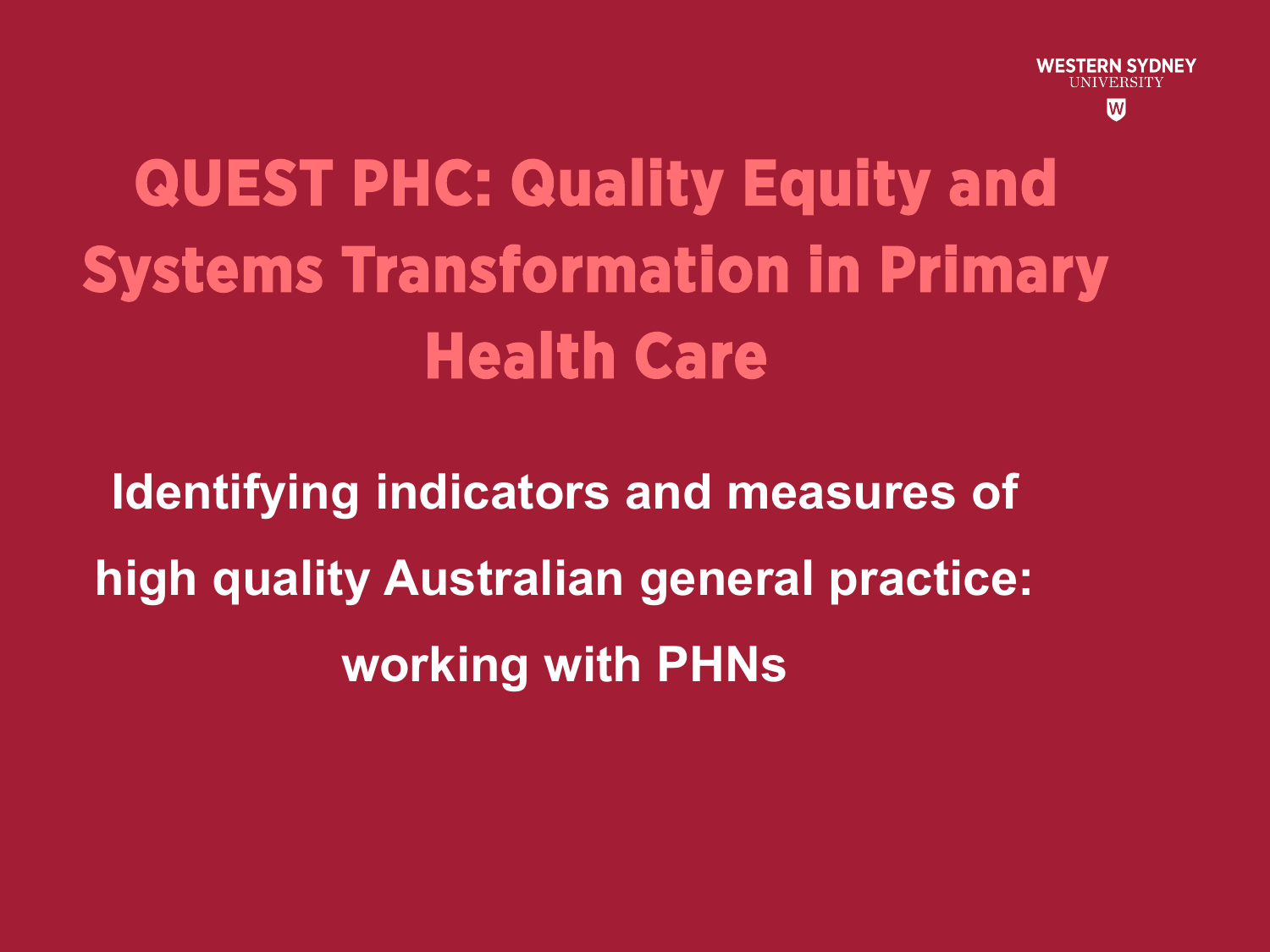WESTERN SYDNEY UNIVERSITY

# QUEST PHC: Quality Equity and Systems Transformation in Primary Health Care

## Identifying indicators and measures of high quality Australian general practice: working with PHNs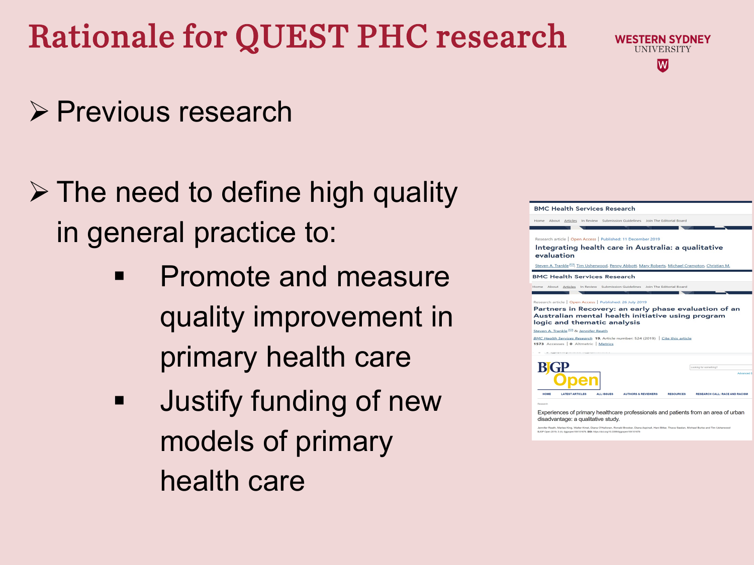# Rationale for QUEST PHC research

- Previous research

- The need to define high quality in general practice to:
  - Promote and measure quality improvement in primary health care
  - Justify funding of new models of primary health care

BMC Health Services Research

Research article | Open Access | Published: 11 December 2019

Integrating health care in Australia: a qualitative evaluation

Steven A. Trankle, Tim Usherwood, Penny Abbott, Mary Roberts, Michael Crampton, Christian M.

BMC Health Services Research

Research article | Open Access | Published: 26 July 2019

Partners in Recovery: an early phase evaluation of an Australian mental health initiative using program logic and thematic analysis

Steven A. Trankle & Jennifer Reath

BMC Health Services Research 19, Article number: 524 (2019) | Cite this article

1573 Accesses | 0 Altmetric | Metrics

BJGP Open

Research

Experiences of primary healthcare professionals and patients from an area of urban disadvantage: a qualitative study.

Jennifer Reath, Marlee King, Walter Kmet, Diana O'Halloran, Ronald Brooker, Diana Aspinall, Hani Bittar, Thava Seelan, Michael Burke and Tim Usherwood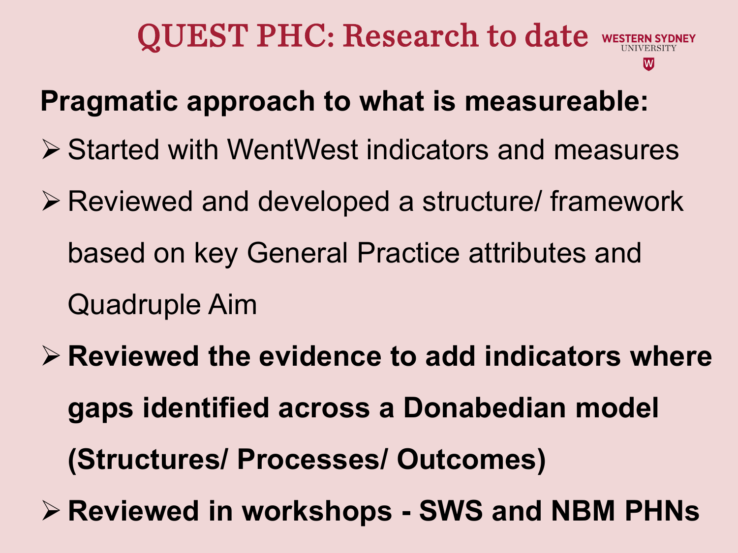# QUEST PHC: Research to date

WESTERN SYDNEY UNIVERSITY

**Pragmatic approach to what is measureable:**

- Started with WentWest indicators and measures
- Reviewed and developed a structure/ framework based on key General Practice attributes and Quadruple Aim
- **Reviewed the evidence to add indicators where gaps identified across a Donabedian model (Structures/ Processes/ Outcomes)**
- **Reviewed in workshops - SWS and NBM PHNs**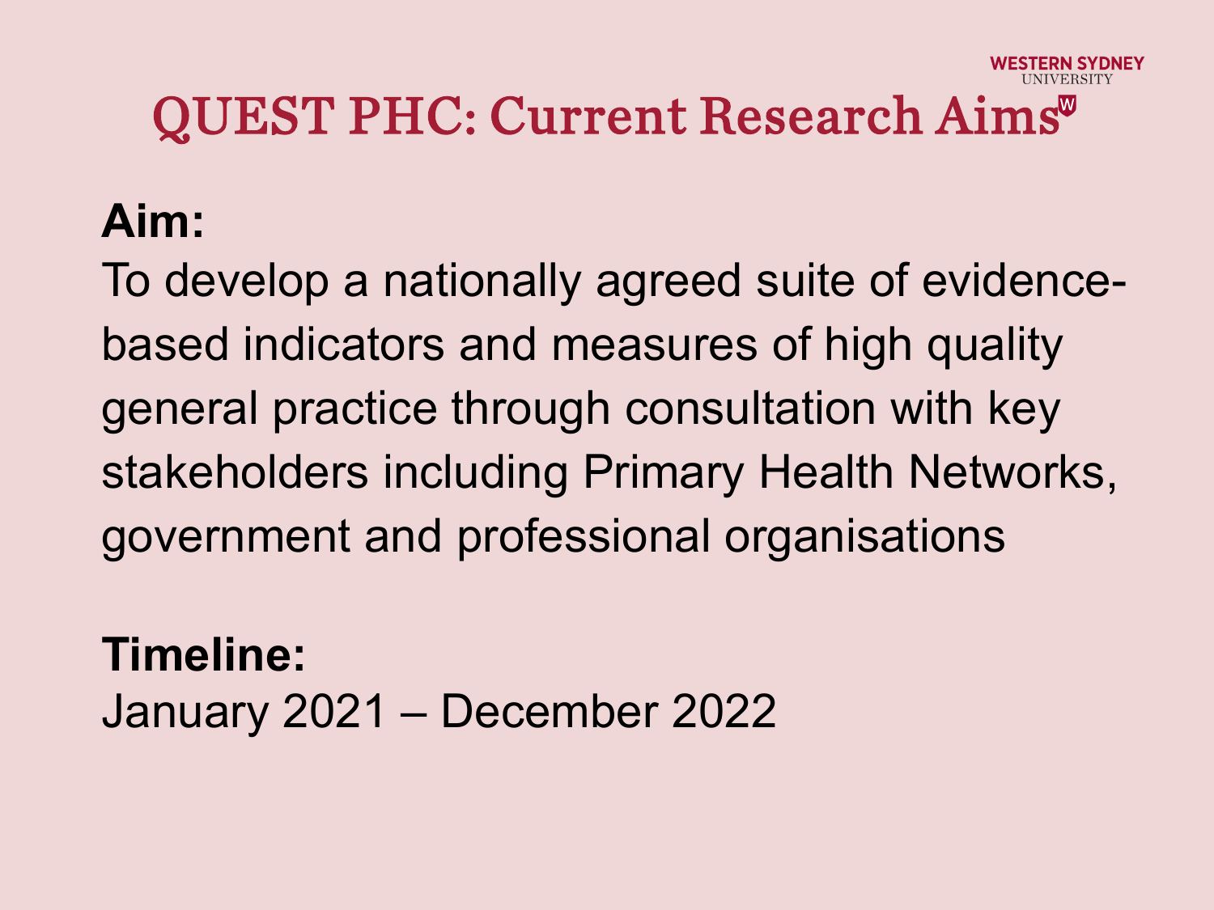# QUEST PHC: Current Research Aims

**Aim:**

To develop a nationally agreed suite of evidence-based indicators and measures of high quality general practice through consultation with key stakeholders including Primary Health Networks, government and professional organisations

**Timeline:**

January 2021 – December 2022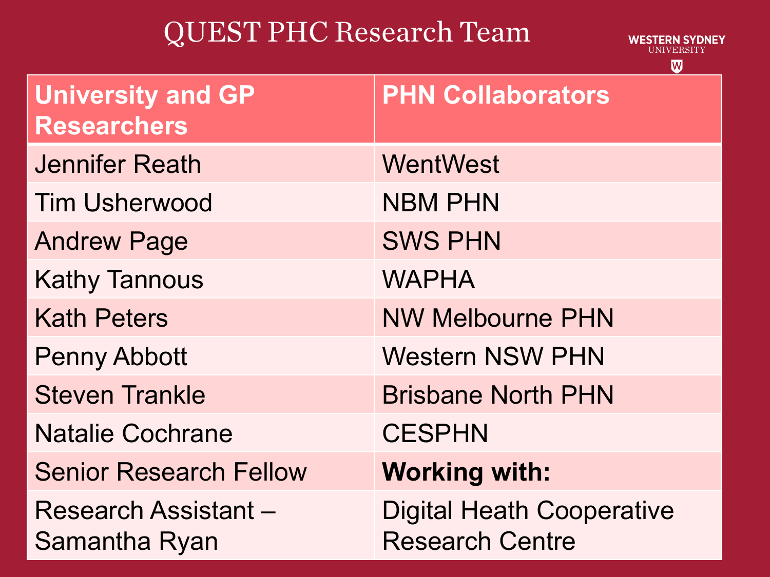# QUEST PHC Research Team

WESTERN SYDNEY UNIVERSITY

| University and GP Researchers | PHN Collaborators |
| --- | --- |
| Jennifer Reath | WentWest |
| Tim Usherwood | NBM PHN |
| Andrew Page | SWS PHN |
| Kathy Tannous | WAPHA |
| Kath Peters | NW Melbourne PHN |
| Penny Abbott | Western NSW PHN |
| Steven Trankle | Brisbane North PHN |
| Natalie Cochrane | CESPHN |
| Senior Research Fellow | **Working with:** |
| Research Assistant – Samantha Ryan | Digital Heath Cooperative Research Centre |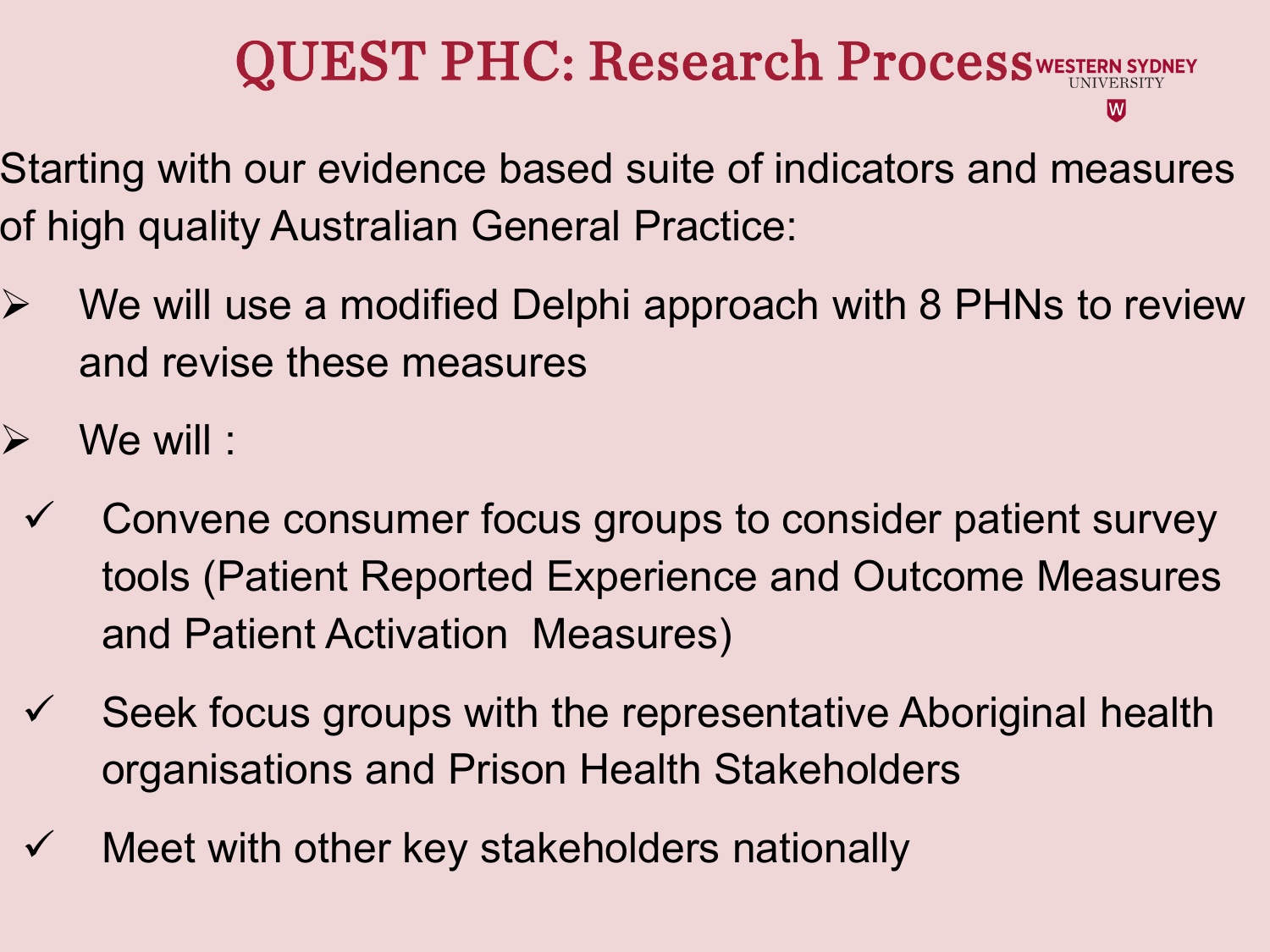# QUEST PHC: Research Process

Starting with our evidence based suite of indicators and measures of high quality Australian General Practice:

- We will use a modified Delphi approach with 8 PHNs to review and revise these measures
- We will :
  - ✓ Convene consumer focus groups to consider patient survey tools (Patient Reported Experience and Outcome Measures and Patient Activation Measures)
  - ✓ Seek focus groups with the representative Aboriginal health organisations and Prison Health Stakeholders
  - ✓ Meet with other key stakeholders nationally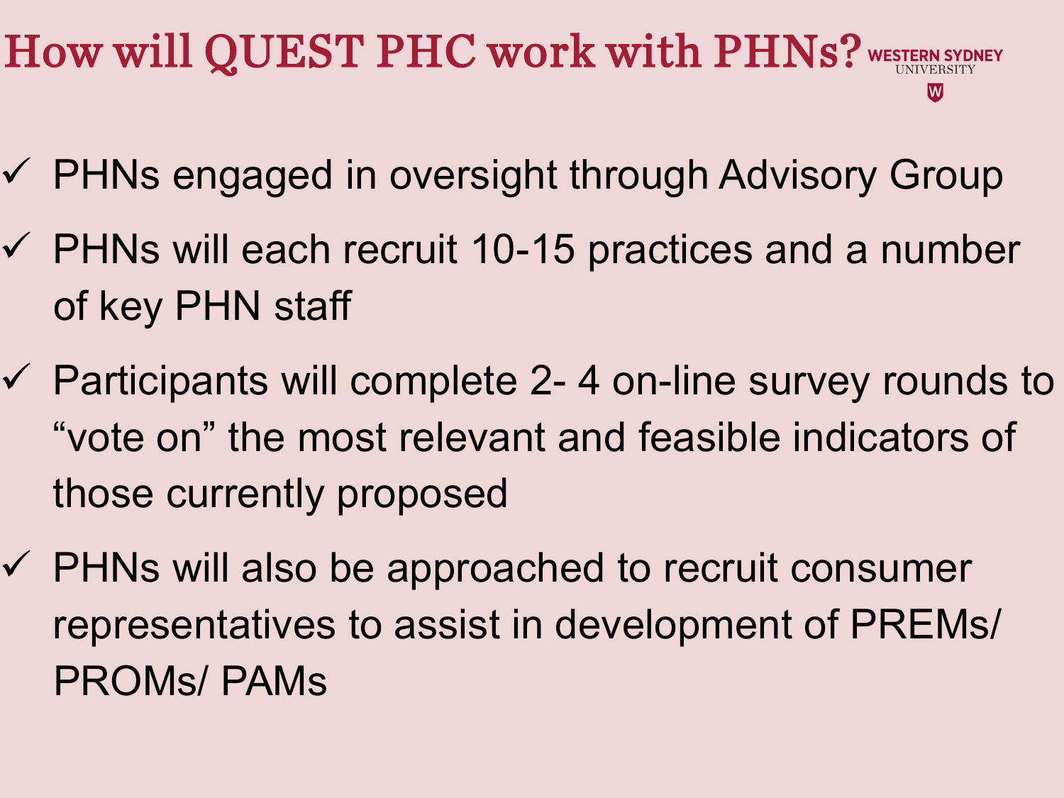# How will QUEST PHC work with PHNs?

WESTERN SYDNEY UNIVERSITY

- ✓ PHNs engaged in oversight through Advisory Group
- ✓ PHNs will each recruit 10-15 practices and a number of key PHN staff
- ✓ Participants will complete 2- 4 on-line survey rounds to "vote on" the most relevant and feasible indicators of those currently proposed
- ✓ PHNs will also be approached to recruit consumer representatives to assist in development of PREMs/ PROMs/ PAMs